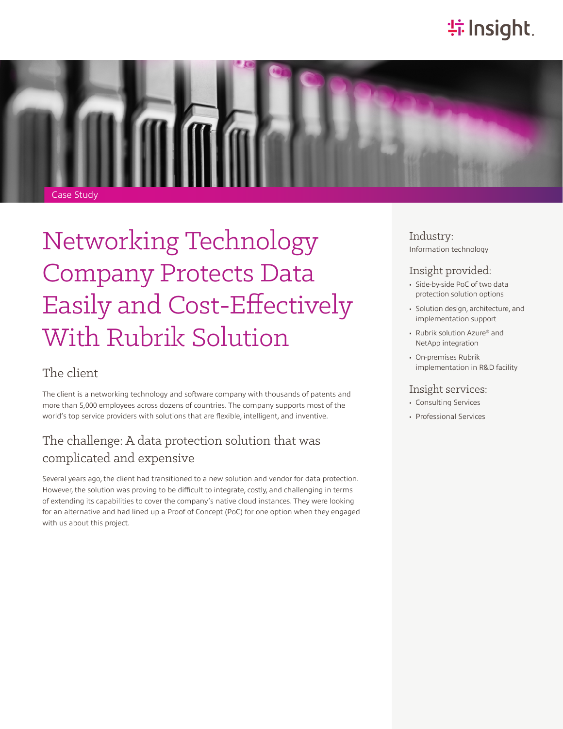Case Study

# Networking Technology Company Protects Data Easily and Cost-Effectively With Rubrik Solution

## The client

The client is a networking technology and software company with thousands of patents and more than 5,000 employees across dozens of countries. The company supports most of the world's top service providers with solutions that are flexible, intelligent, and inventive.

## The challenge: A data protection solution that was complicated and expensive

Several years ago, the client had transitioned to a new solution and vendor for data protection. However, the solution was proving to be difficult to integrate, costly, and challenging in terms of extending its capabilities to cover the company's native cloud instances. They were looking for an alternative and had lined up a Proof of Concept (PoC) for one option when they engaged with us about this project.

### Industry:

Information technology

### Insight provided:

- Side-by-side PoC of two data protection solution options
- Solution design, architecture, and implementation support
- Rubrik solution Azure® and NetApp integration
- On-premises Rubrik implementation in R&D facility

### Insight services:

- Consulting Services
- Professional Services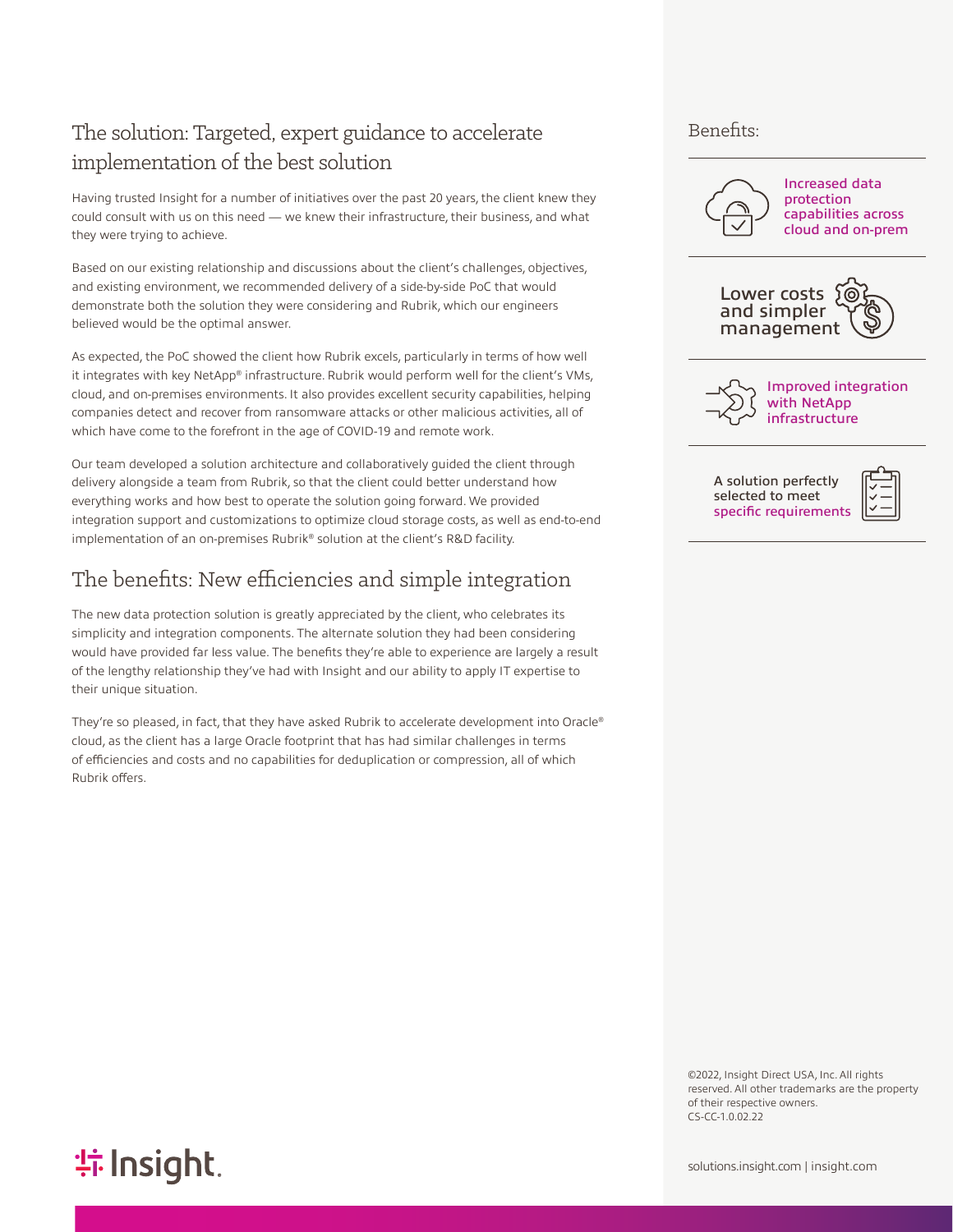## The solution: Targeted, expert guidance to accelerate implementation of the best solution

Having trusted Insight for a number of initiatives over the past 20 years, the client knew they could consult with us on this need — we knew their infrastructure, their business, and what they were trying to achieve.

Based on our existing relationship and discussions about the client's challenges, objectives, and existing environment, we recommended delivery of a side-by-side PoC that would demonstrate both the solution they were considering and Rubrik, which our engineers believed would be the optimal answer.

As expected, the PoC showed the client how Rubrik excels, particularly in terms of how well it integrates with key NetApp® infrastructure. Rubrik would perform well for the client's VMs, cloud, and on-premises environments. It also provides excellent security capabilities, helping companies detect and recover from ransomware attacks or other malicious activities, all of which have come to the forefront in the age of COVID-19 and remote work.

Our team developed a solution architecture and collaboratively guided the client through delivery alongside a team from Rubrik, so that the client could better understand how everything works and how best to operate the solution going forward. We provided integration support and customizations to optimize cloud storage costs, as well as end-to-end implementation of an on-premises Rubrik® solution at the client's R&D facility.

## The benefits: New efficiencies and simple integration

The new data protection solution is greatly appreciated by the client, who celebrates its simplicity and integration components. The alternate solution they had been considering would have provided far less value. The benefits they're able to experience are largely a result of the lengthy relationship they've had with Insight and our ability to apply IT expertise to their unique situation.

They're so pleased, in fact, that they have asked Rubrik to accelerate development into Oracle® cloud, as the client has a large Oracle footprint that has had similar challenges in terms of efficiencies and costs and no capabilities for deduplication or compression, all of which Rubrik offers.

### Benefits:

- Increased data protection capabilities across cloud and on-prem
- Lower costs and simpler management
- Improved integration with NetApp infrastructure
- A solution perfectly selected to meet specific requirements

©2022, Insight Direct USA, Inc. All rights reserved. All other trademarks are the property of their respective owners.
CS-CC-1.0.02.22

solutions.insight.com | insight.com